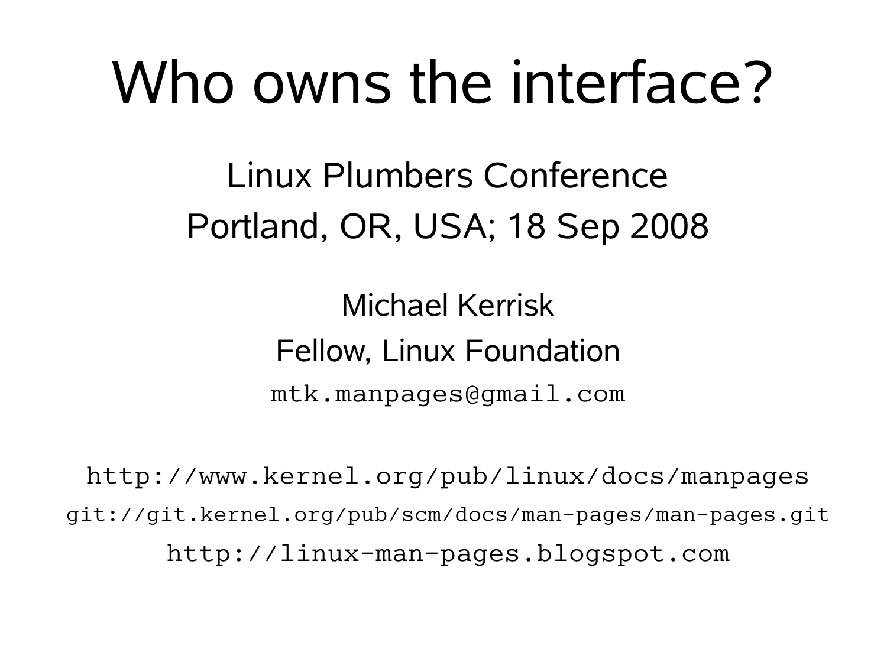# Who owns the interface?

Linux Plumbers Conference

Portland, OR, USA; 18 Sep 2008

Michael Kerrisk

Fellow, Linux Foundation

`mtk.manpages@gmail.com`

`http://www.kernel.org/pub/linux/docs/manpages`

`git://git.kernel.org/pub/scm/docs/man-pages/man-pages.git`

`http://linux-man-pages.blogspot.com`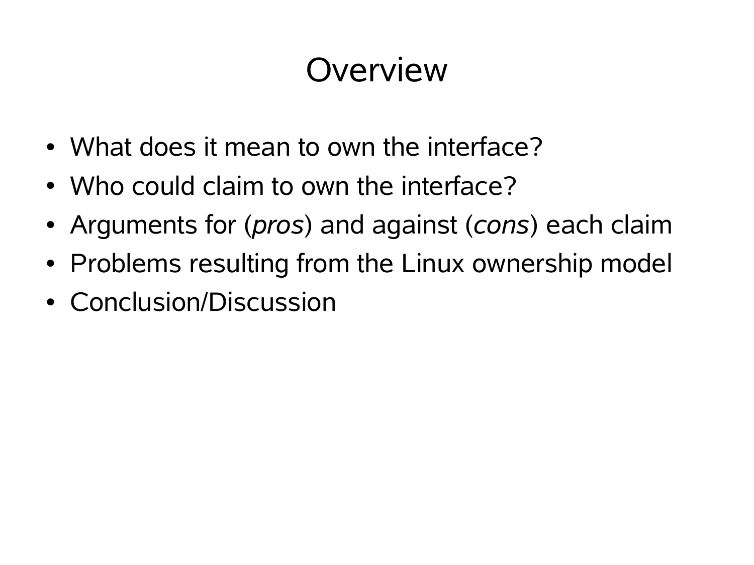# Overview

- What does it mean to own the interface?
- Who could claim to own the interface?
- Arguments for (*pros*) and against (*cons*) each claim
- Problems resulting from the Linux ownership model
- Conclusion/Discussion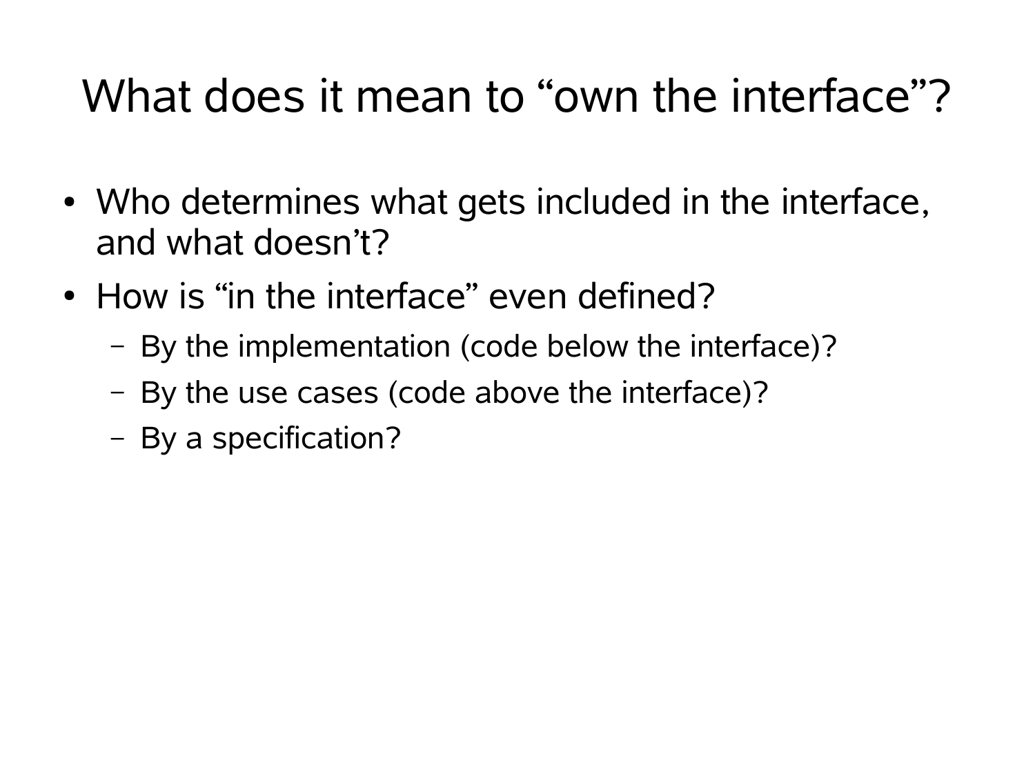# What does it mean to "own the interface"?

- Who determines what gets included in the interface, and what doesn't?
- How is "in the interface" even defined?
  - By the implementation (code below the interface)?
  - By the use cases (code above the interface)?
  - By a specification?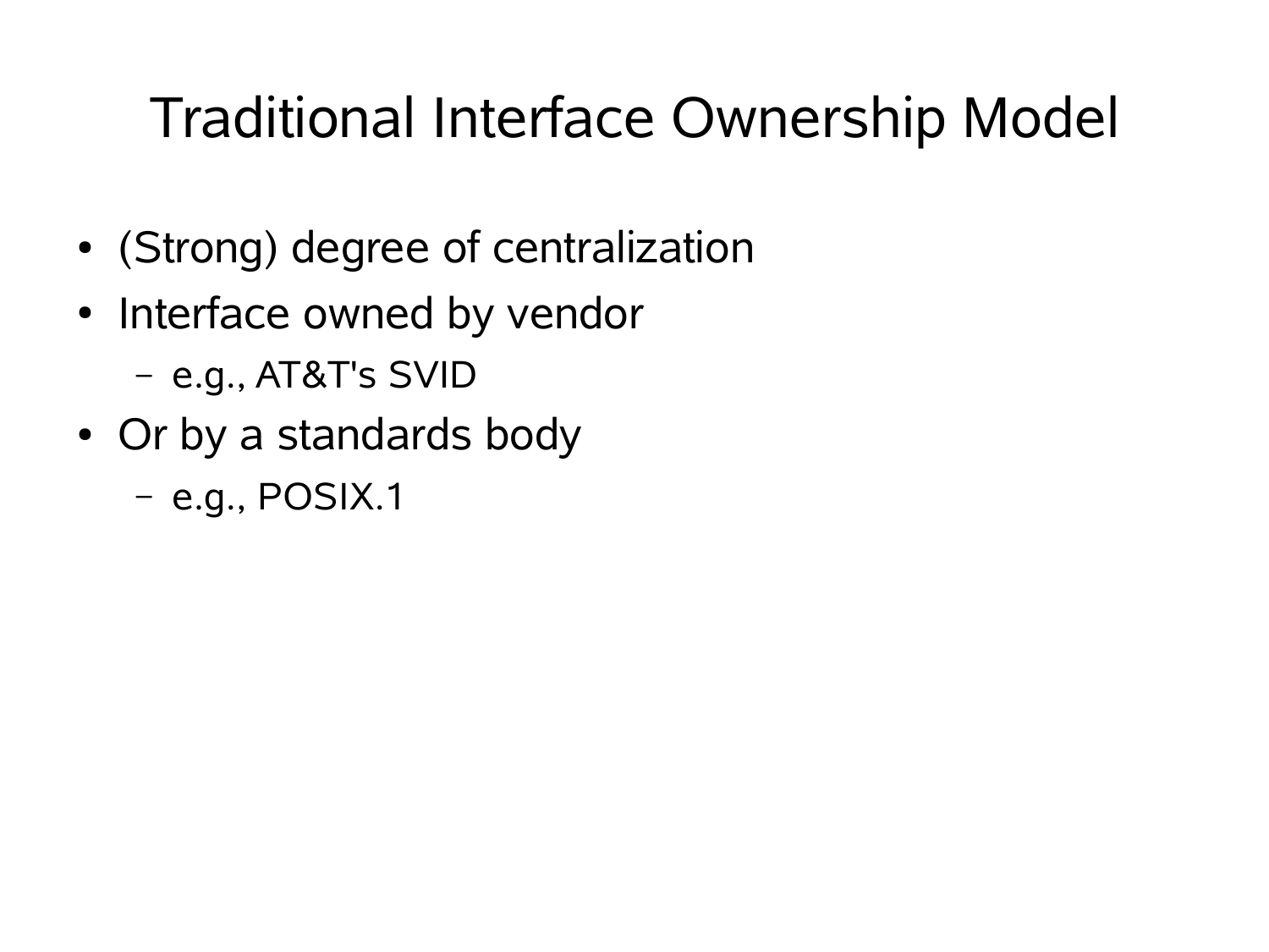# Traditional Interface Ownership Model

- (Strong) degree of centralization
- Interface owned by vendor
  - e.g., AT&T's SVID
- Or by a standards body
  - e.g., POSIX.1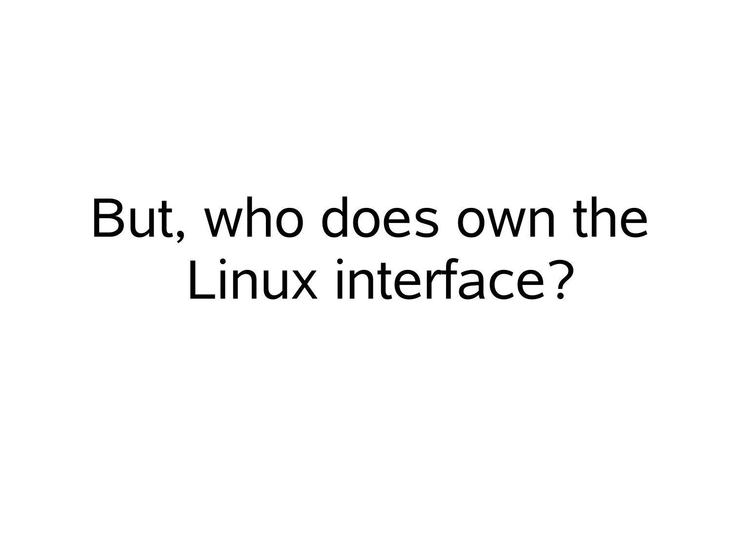# But, who does own the Linux interface?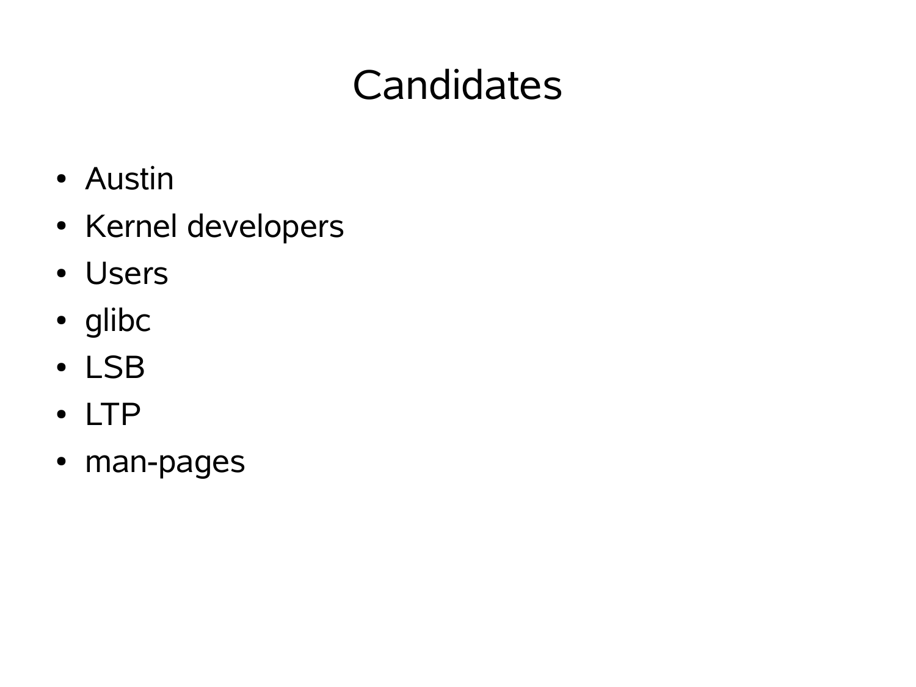# Candidates

- Austin
- Kernel developers
- Users
- glibc
- LSB
- LTP
- man-pages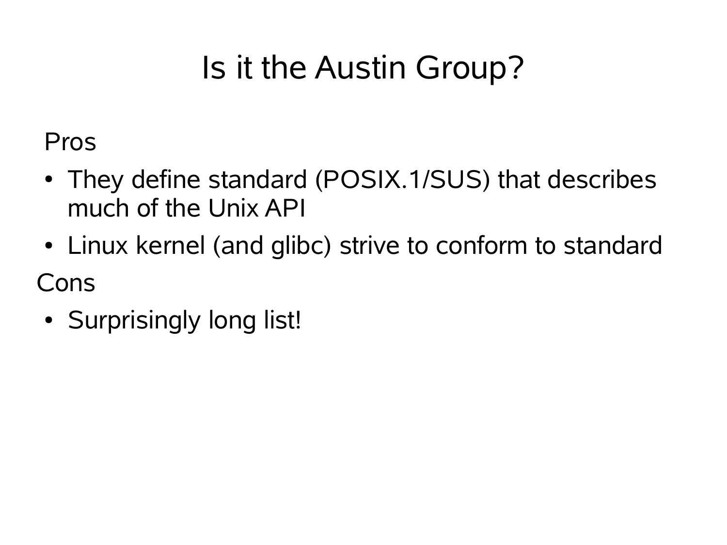# Is it the Austin Group?

Pros

- They define standard (POSIX.1/SUS) that describes much of the Unix API
- Linux kernel (and glibc) strive to conform to standard

Cons

- Surprisingly long list!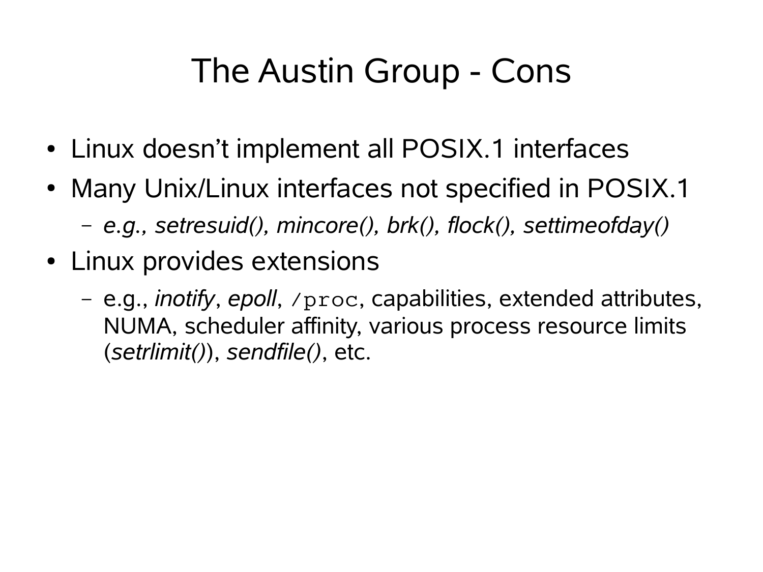# The Austin Group - Cons

- Linux doesn't implement all POSIX.1 interfaces
- Many Unix/Linux interfaces not specified in POSIX.1
  - *e.g., setresuid(), mincore(), brk(), flock(), settimeofday()*
- Linux provides extensions
  - e.g., *inotify*, *epoll*, `/proc`, capabilities, extended attributes, NUMA, scheduler affinity, various process resource limits (*setrlimit()*), *sendfile()*, etc.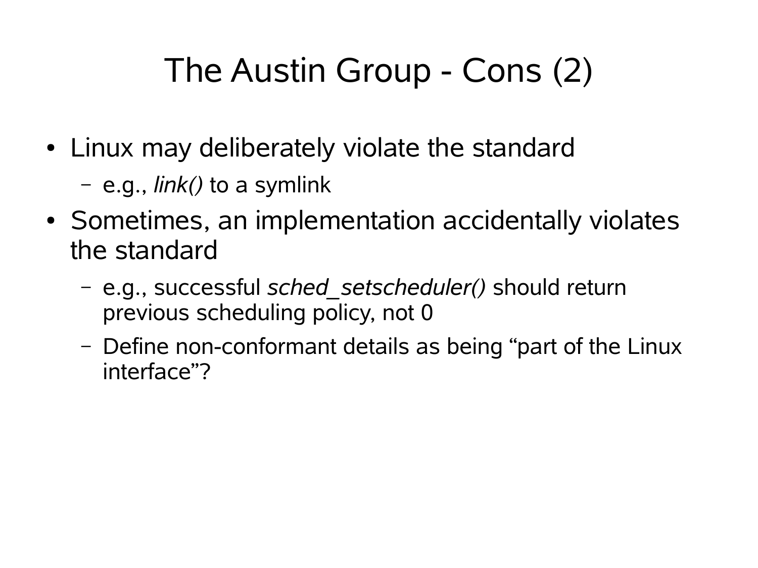# The Austin Group - Cons (2)

- Linux may deliberately violate the standard
  - e.g., *link()* to a symlink
- Sometimes, an implementation accidentally violates the standard
  - e.g., successful *sched_setscheduler()* should return previous scheduling policy, not 0
  - Define non-conformant details as being "part of the Linux interface"?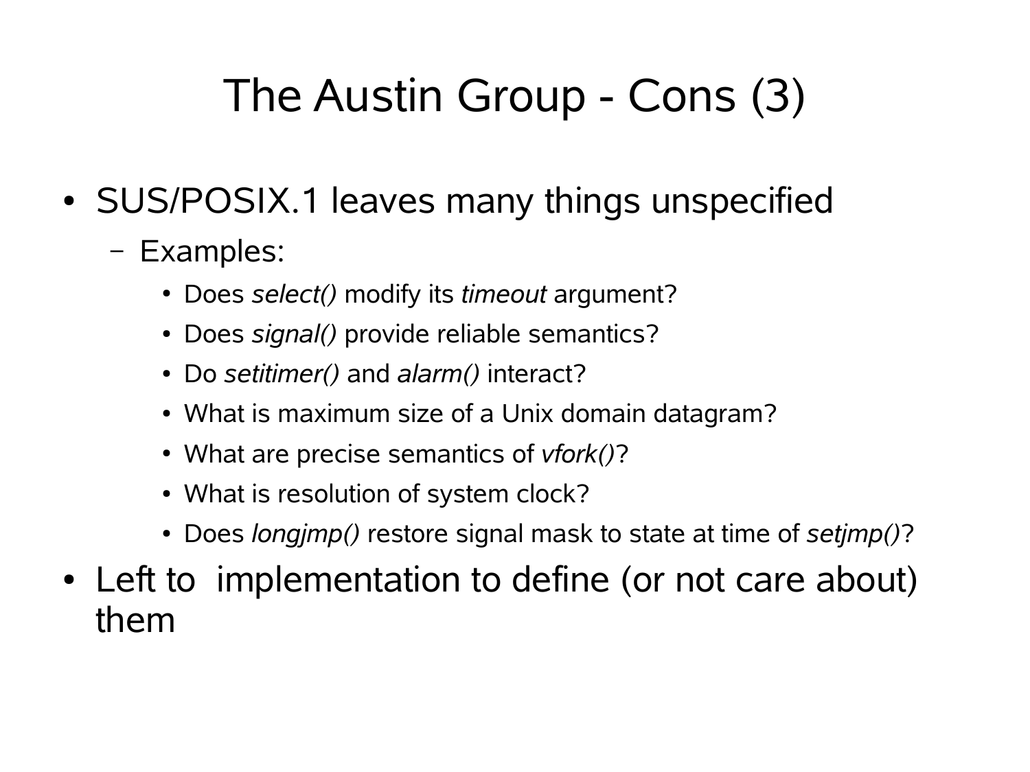# The Austin Group - Cons (3)

- SUS/POSIX.1 leaves many things unspecified
  - Examples:
    - Does *select()* modify its *timeout* argument?
    - Does *signal()* provide reliable semantics?
    - Do *setitimer()* and *alarm()* interact?
    - What is maximum size of a Unix domain datagram?
    - What are precise semantics of *vfork()*?
    - What is resolution of system clock?
    - Does *longjmp()* restore signal mask to state at time of *setjmp()*?
- Left to implementation to define (or not care about) them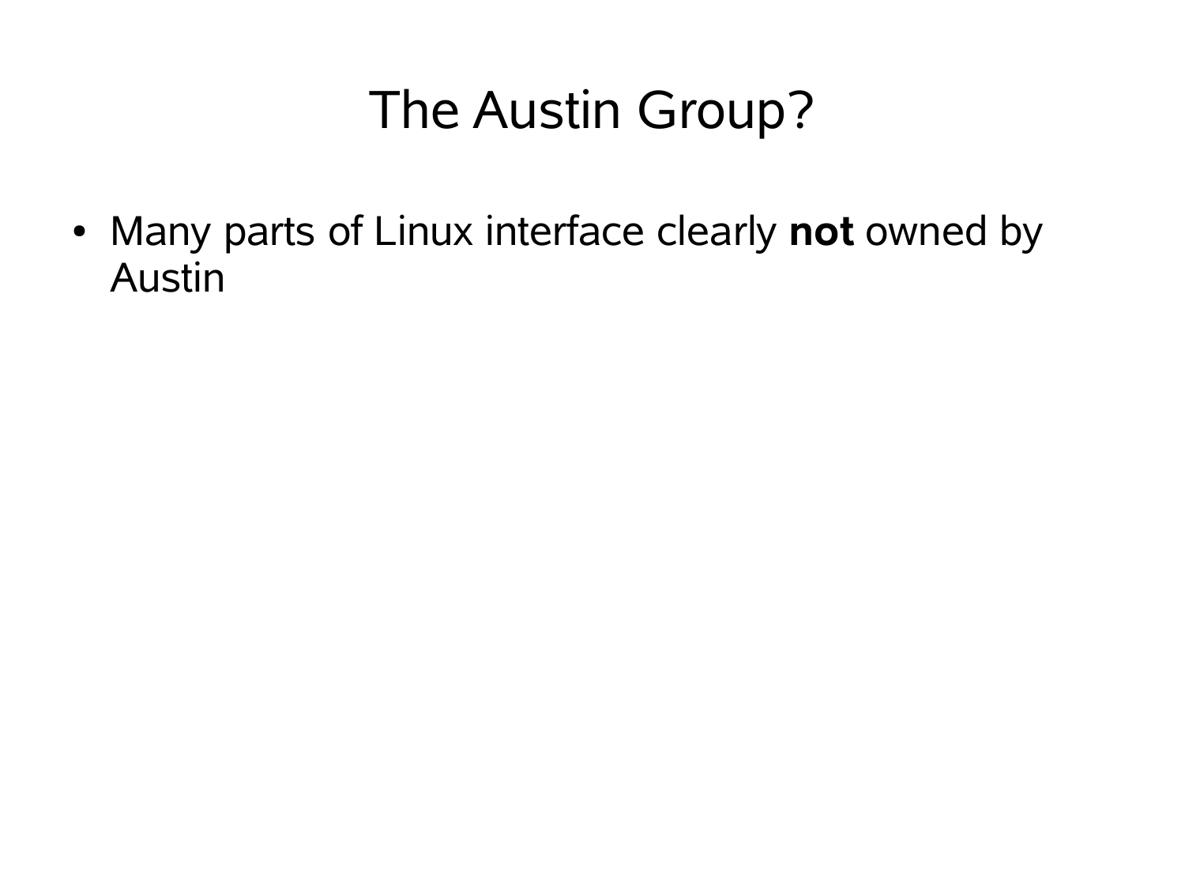# The Austin Group?

- Many parts of Linux interface clearly **not** owned by Austin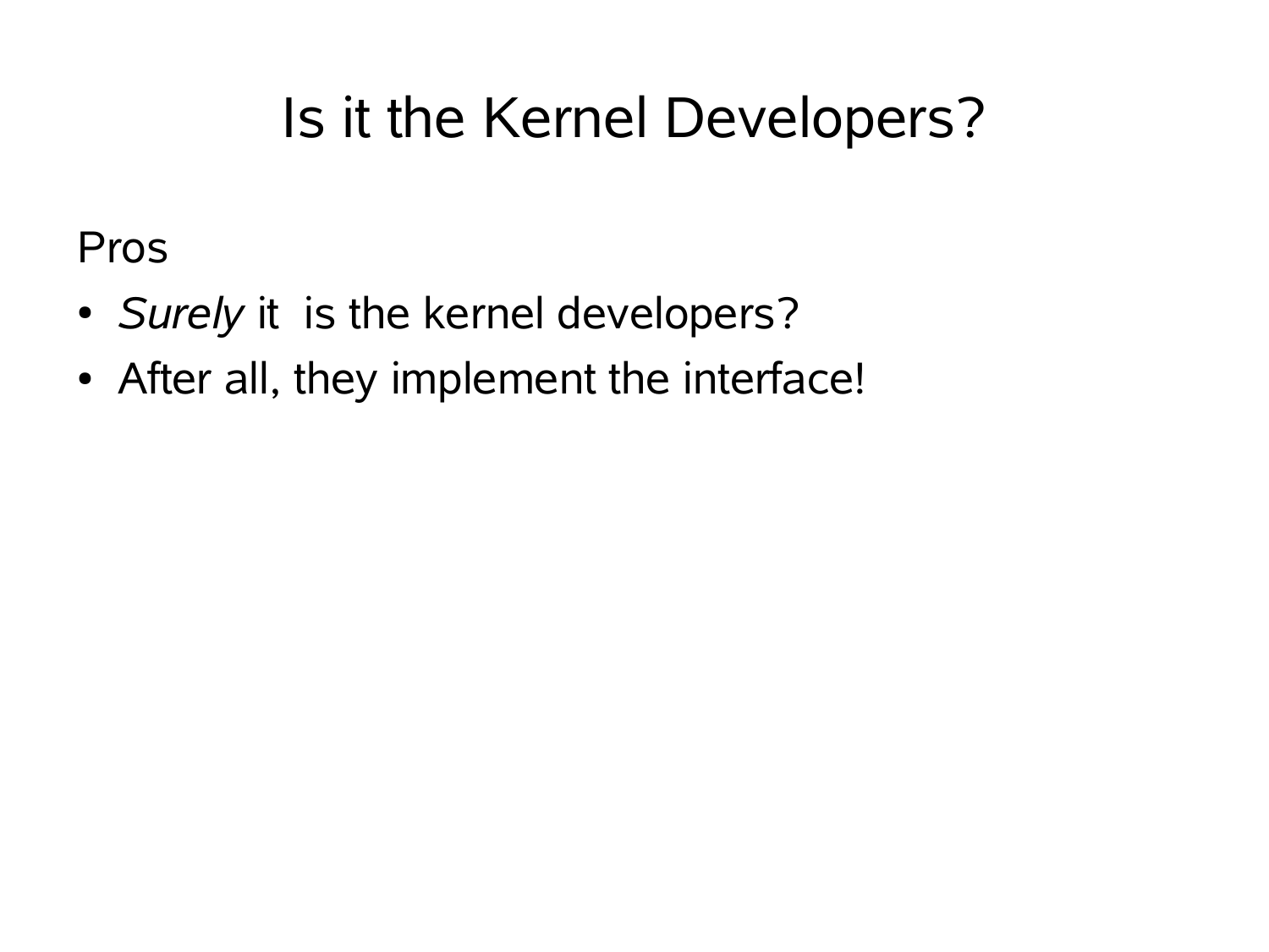# Is it the Kernel Developers?

Pros

- *Surely* it is the kernel developers?
- After all, they implement the interface!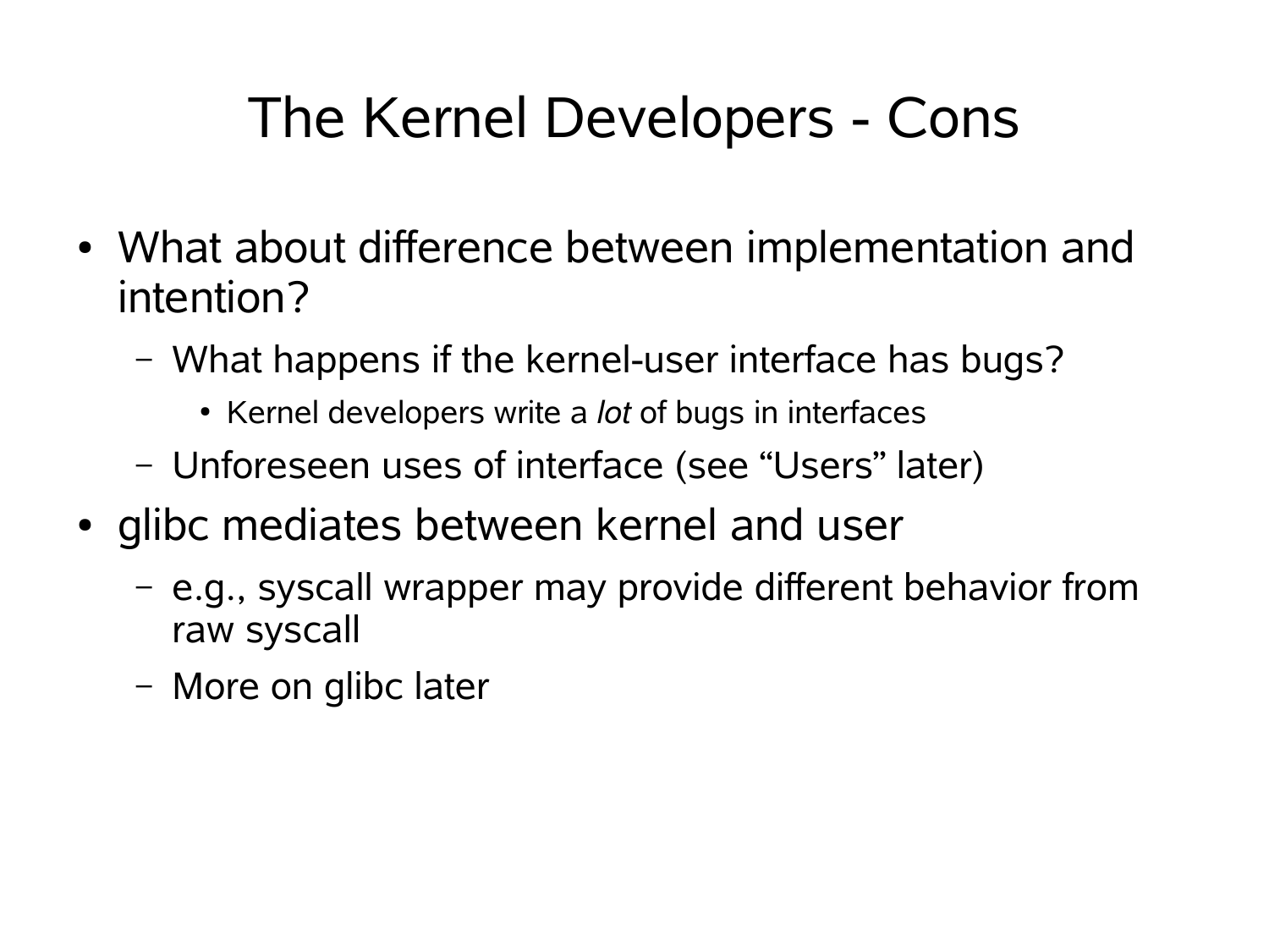# The Kernel Developers - Cons

- What about difference between implementation and intention?
  - What happens if the kernel-user interface has bugs?
    - Kernel developers write a *lot* of bugs in interfaces
  - Unforeseen uses of interface (see "Users" later)
- glibc mediates between kernel and user
  - e.g., syscall wrapper may provide different behavior from raw syscall
  - More on glibc later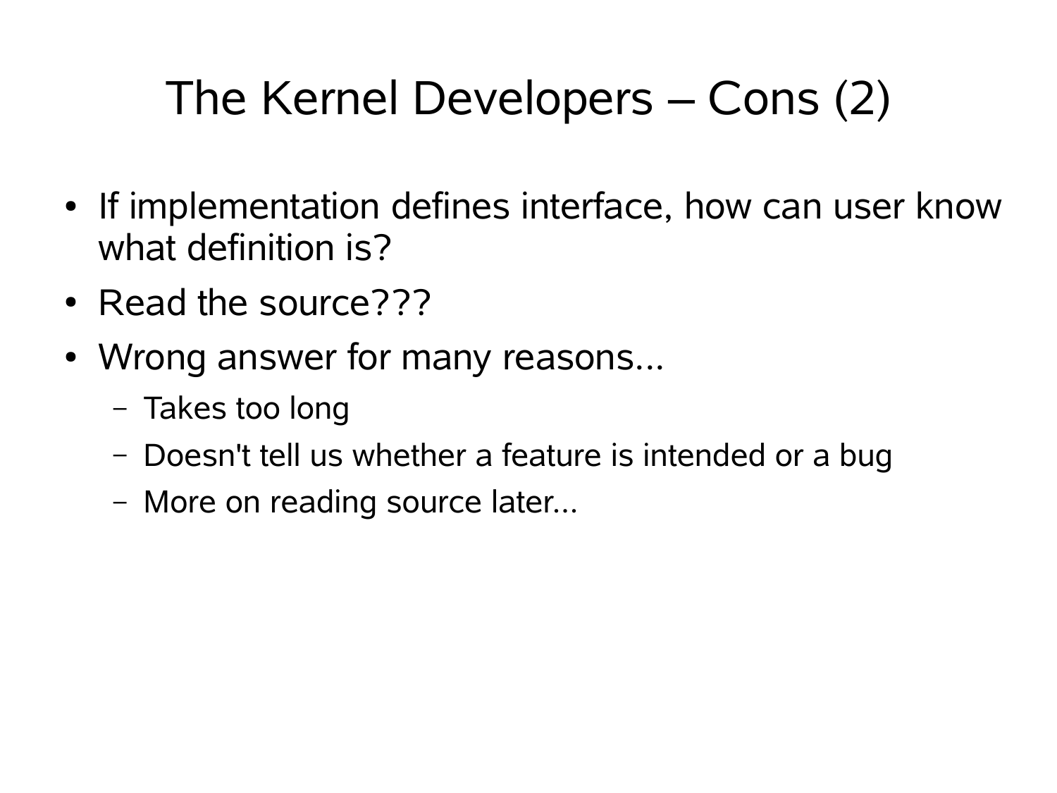# The Kernel Developers – Cons (2)

- If implementation defines interface, how can user know what definition is?
- Read the source???
- Wrong answer for many reasons...
  - Takes too long
  - Doesn't tell us whether a feature is intended or a bug
  - More on reading source later...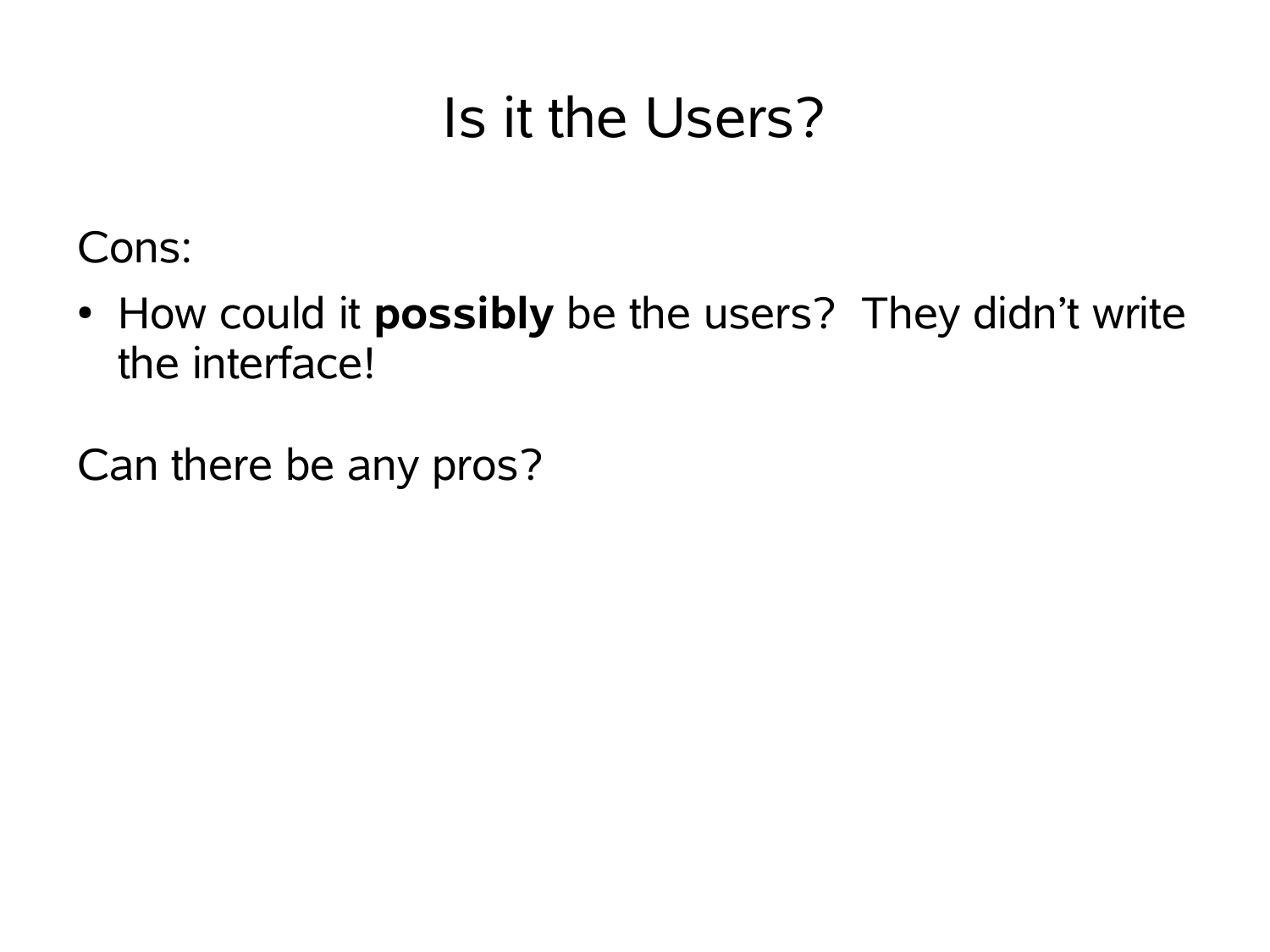# Is it the Users?

Cons:

- How could it **possibly** be the users? They didn't write the interface!

Can there be any pros?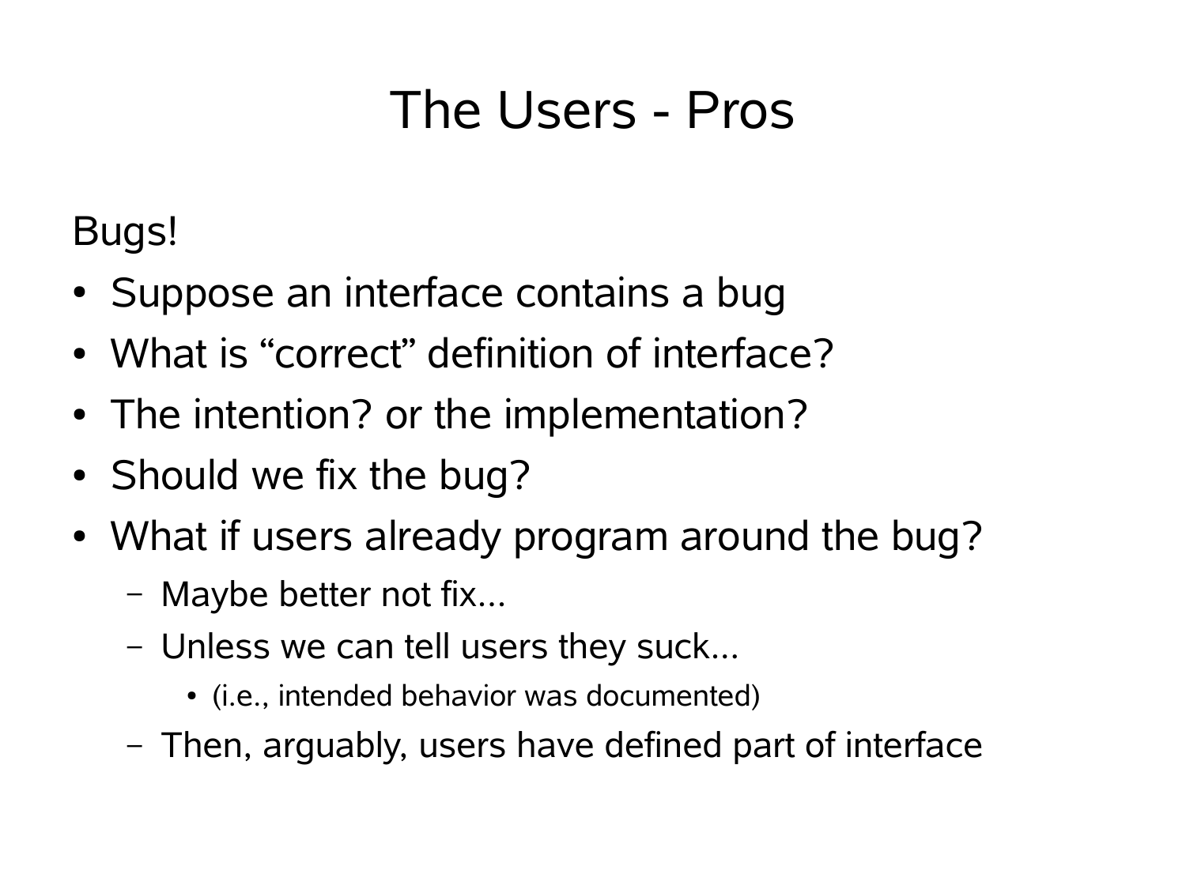# The Users - Pros

Bugs!

- Suppose an interface contains a bug
- What is “correct” definition of interface?
- The intention? or the implementation?
- Should we fix the bug?
- What if users already program around the bug?
  - Maybe better not fix...
  - Unless we can tell users they suck...
    - (i.e., intended behavior was documented)
  - Then, arguably, users have defined part of interface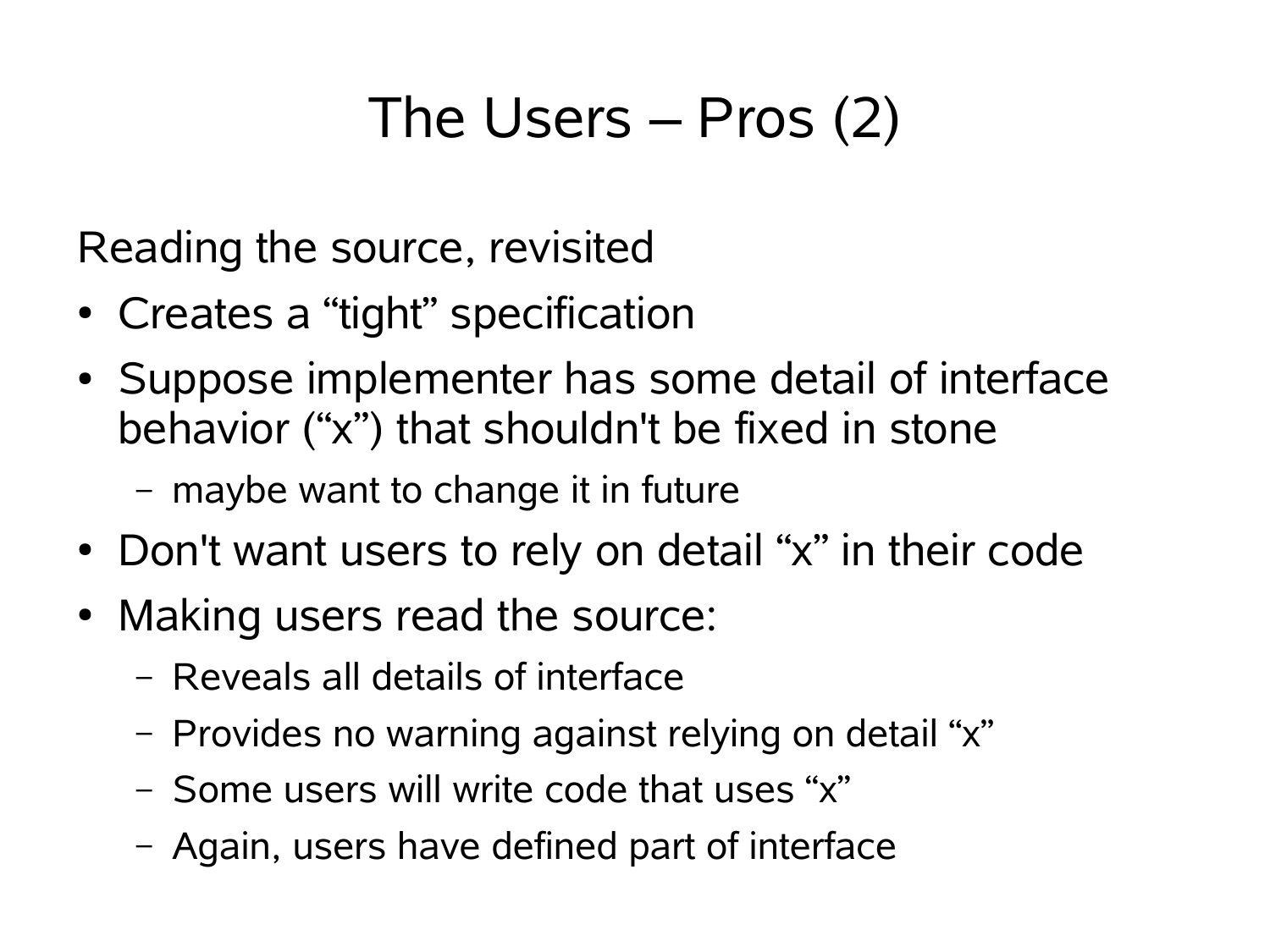# The Users – Pros (2)

Reading the source, revisited

- Creates a “tight” specification
- Suppose implementer has some detail of interface behavior (“x”) that shouldn't be fixed in stone
  - maybe want to change it in future
- Don't want users to rely on detail “x” in their code
- Making users read the source:
  - Reveals all details of interface
  - Provides no warning against relying on detail “x”
  - Some users will write code that uses “x”
  - Again, users have defined part of interface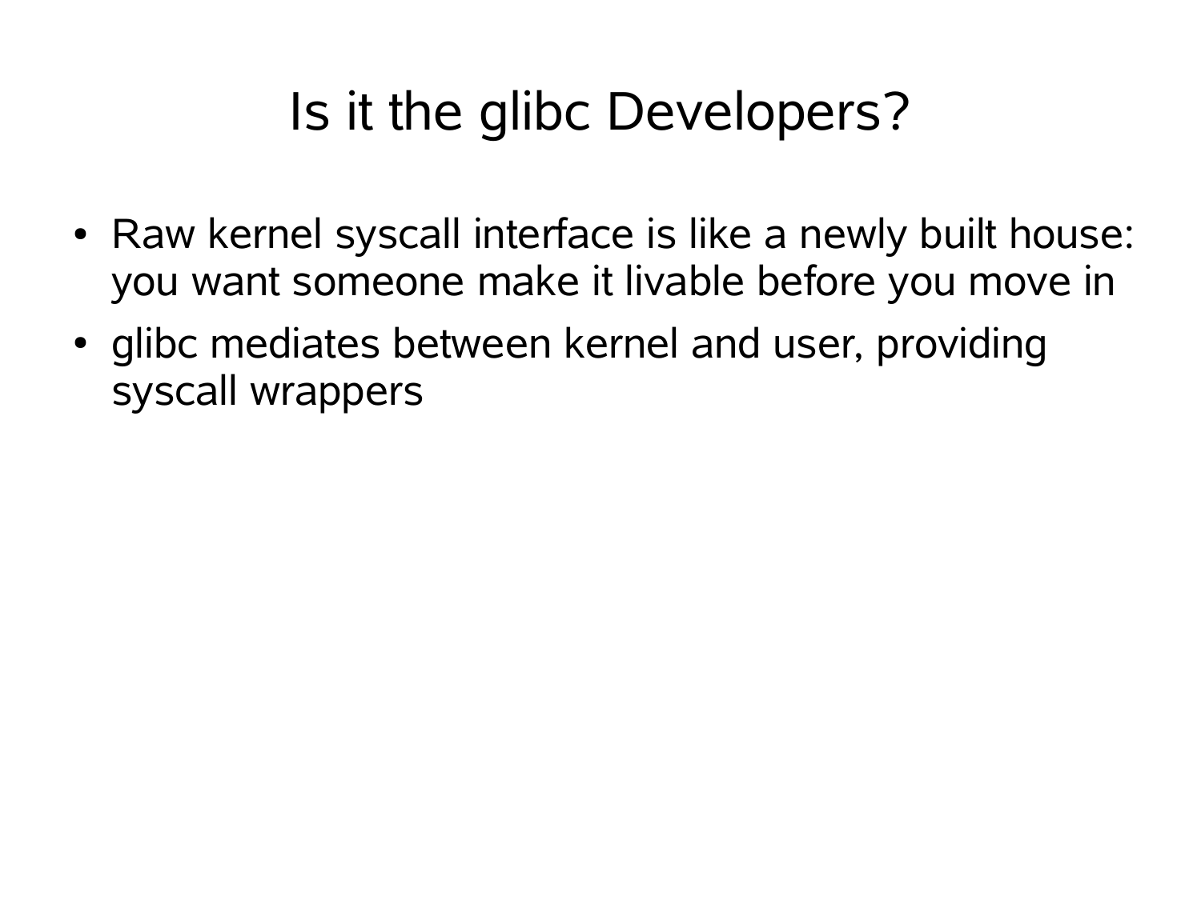# Is it the glibc Developers?

- Raw kernel syscall interface is like a newly built house: you want someone make it livable before you move in
- glibc mediates between kernel and user, providing syscall wrappers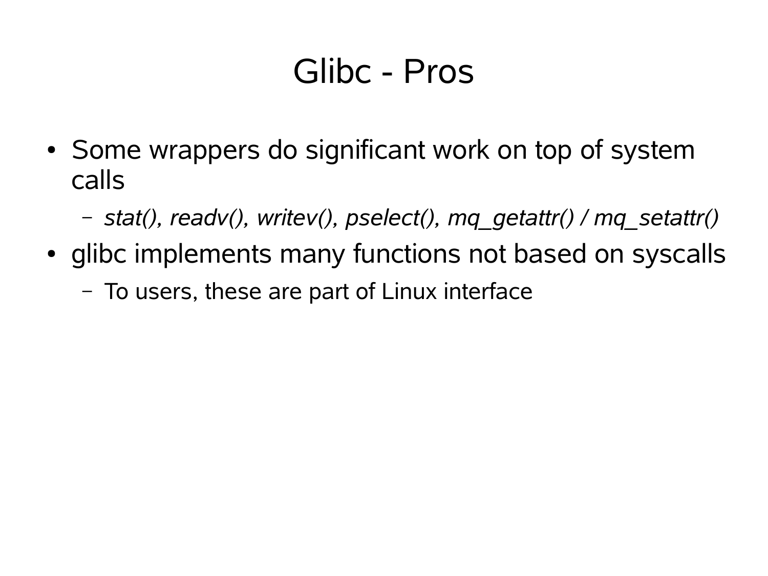# Glibc - Pros

- Some wrappers do significant work on top of system calls
  - *stat(), readv(), writev(), pselect(), mq_getattr() / mq_setattr()*
- glibc implements many functions not based on syscalls
  - To users, these are part of Linux interface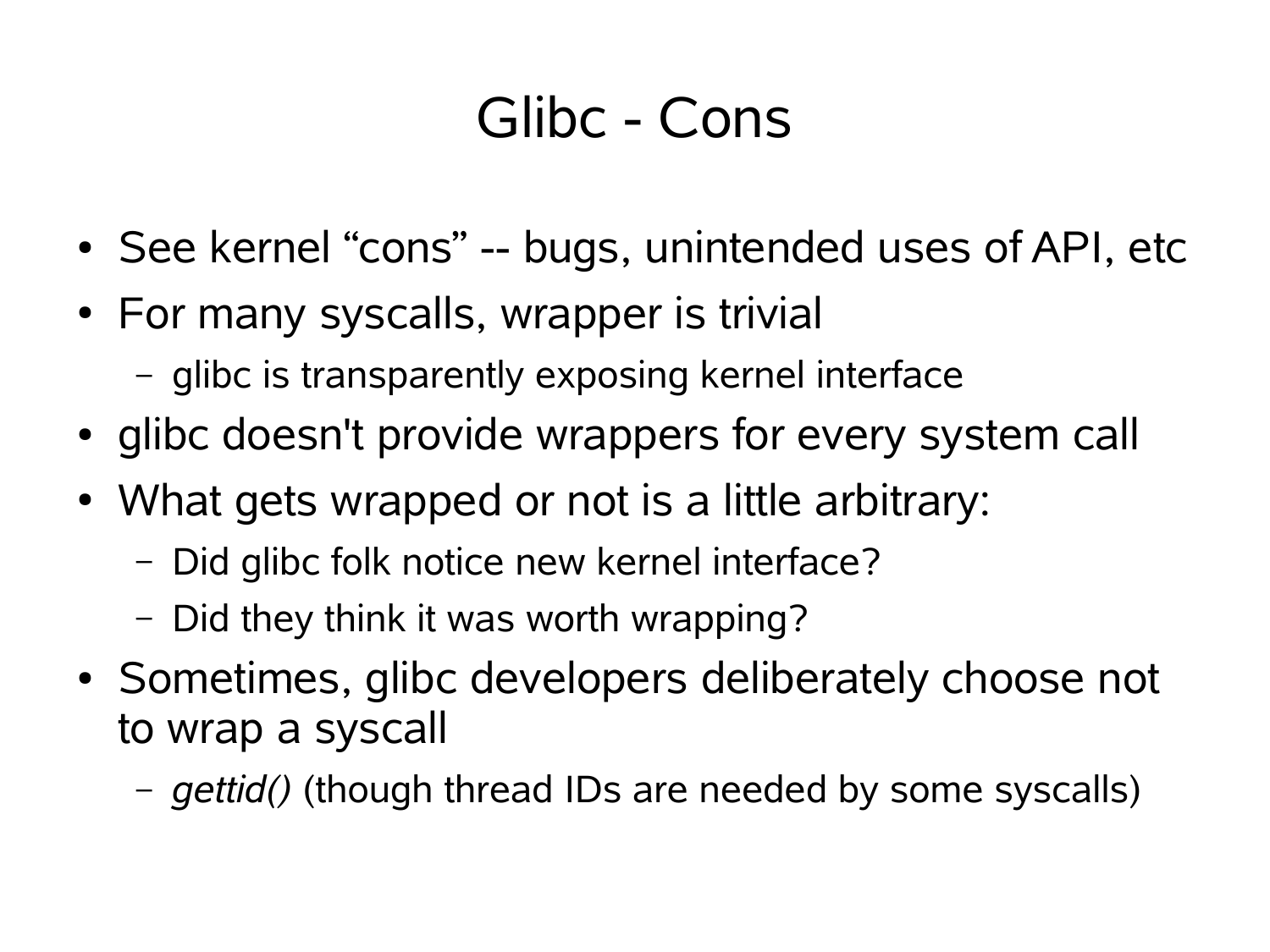# Glibc - Cons

- See kernel “cons” -- bugs, unintended uses of API, etc
- For many syscalls, wrapper is trivial
  - glibc is transparently exposing kernel interface
- glibc doesn't provide wrappers for every system call
- What gets wrapped or not is a little arbitrary:
  - Did glibc folk notice new kernel interface?
  - Did they think it was worth wrapping?
- Sometimes, glibc developers deliberately choose not to wrap a syscall
  - *gettid()* (though thread IDs are needed by some syscalls)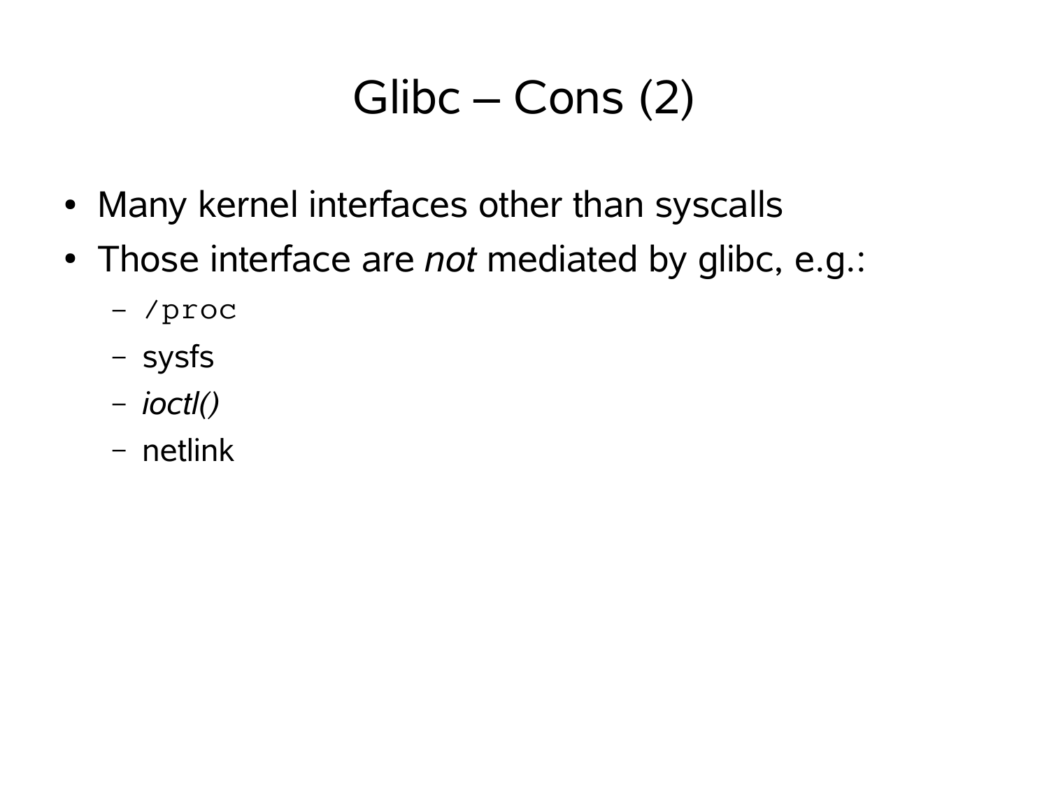# Glibc – Cons (2)

- Many kernel interfaces other than syscalls
- Those interface are *not* mediated by glibc, e.g.:
  - `/proc`
  - sysfs
  - *ioctl()*
  - netlink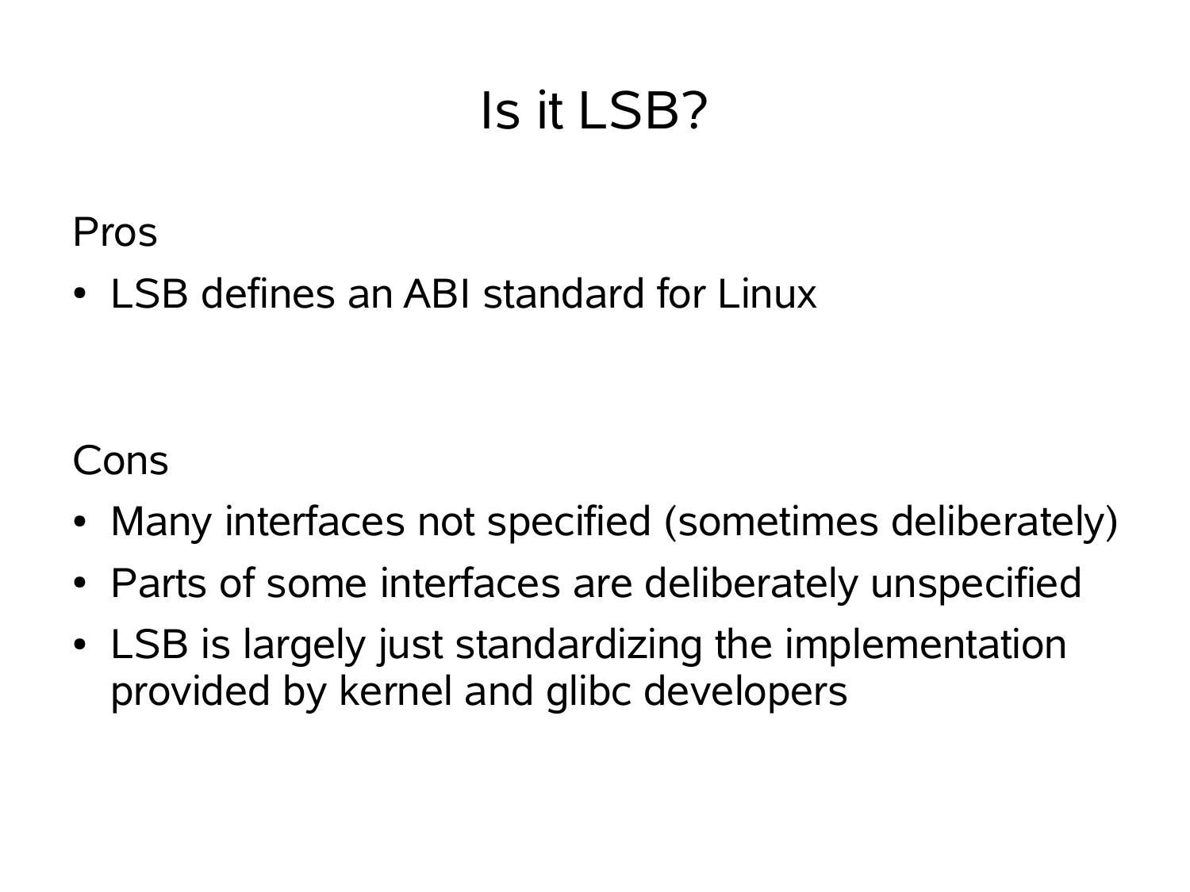# Is it LSB?

Pros

- LSB defines an ABI standard for Linux

Cons

- Many interfaces not specified (sometimes deliberately)
- Parts of some interfaces are deliberately unspecified
- LSB is largely just standardizing the implementation provided by kernel and glibc developers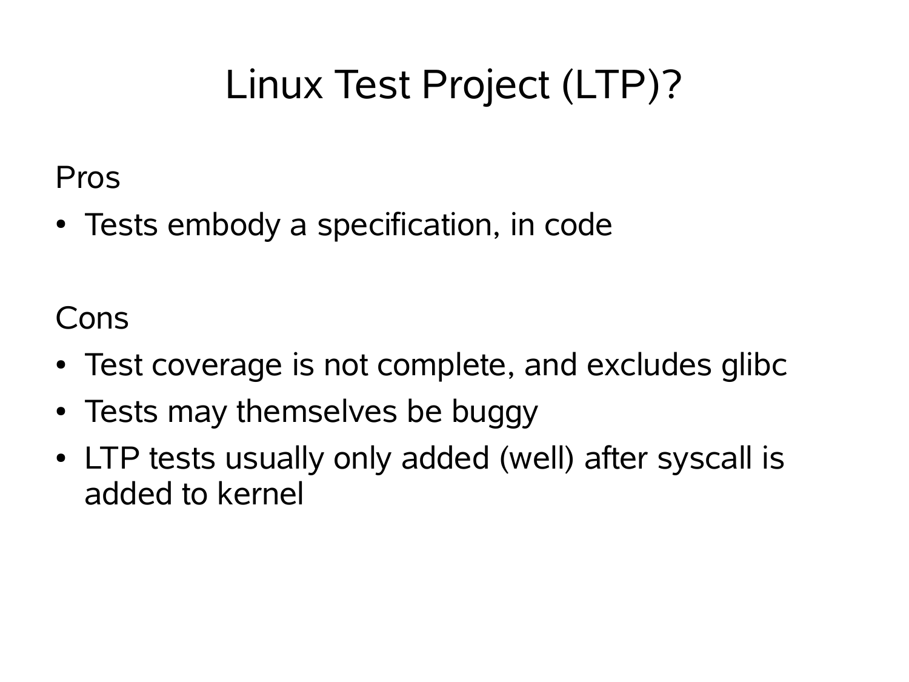# Linux Test Project (LTP)?

Pros

- Tests embody a specification, in code

Cons

- Test coverage is not complete, and excludes glibc
- Tests may themselves be buggy
- LTP tests usually only added (well) after syscall is added to kernel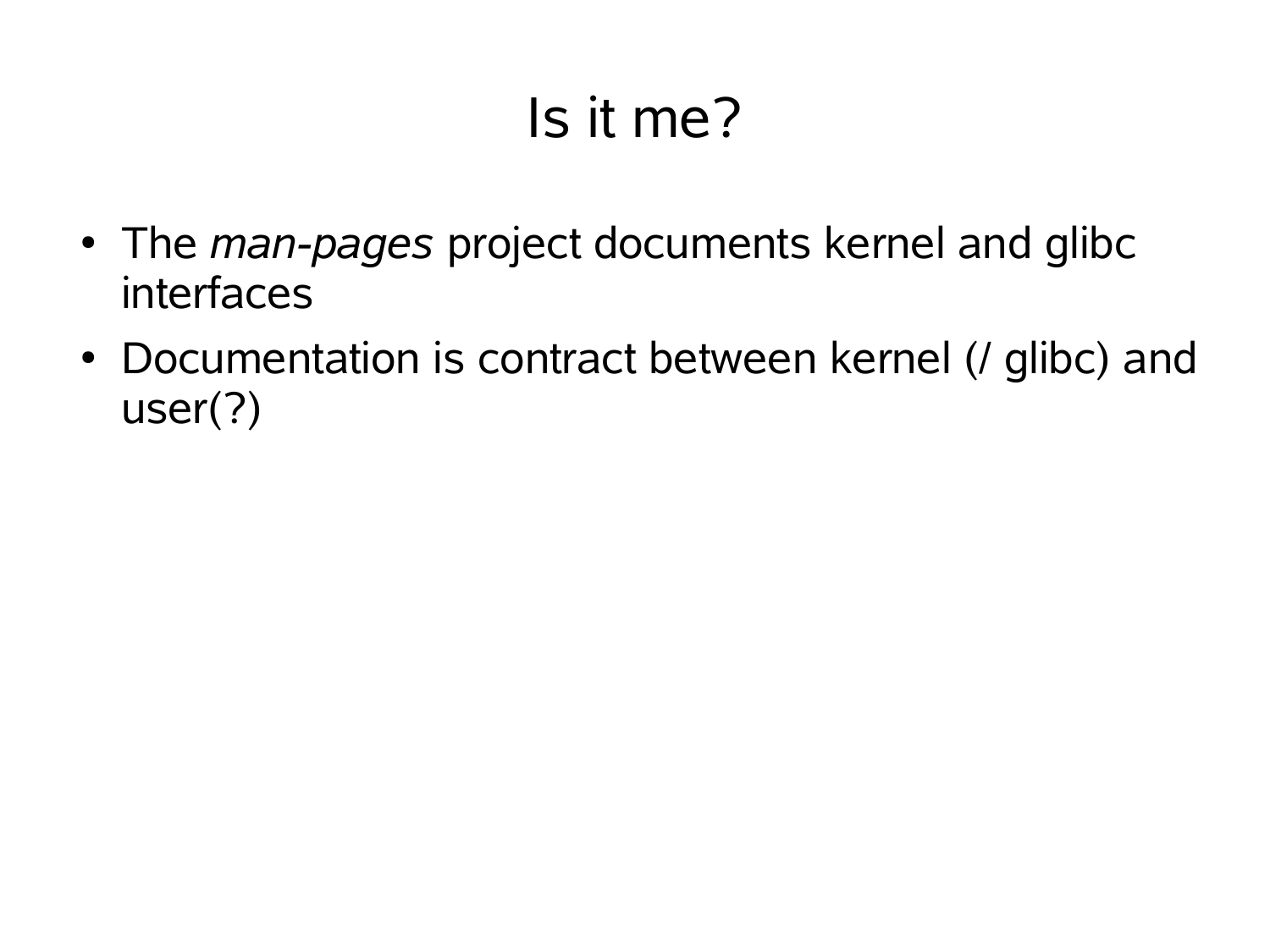# Is it me?

- The *man-pages* project documents kernel and glibc interfaces
- Documentation is contract between kernel (/ glibc) and user(?)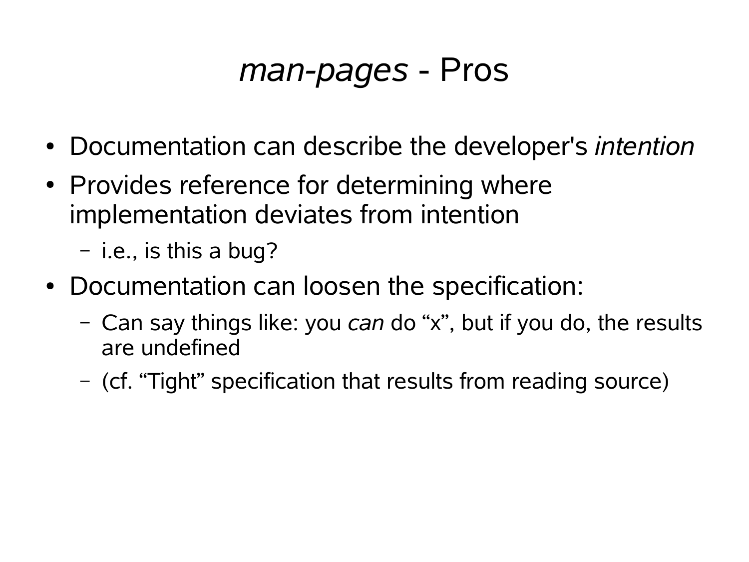# *man-pages* - Pros

- Documentation can describe the developer's *intention*
- Provides reference for determining where implementation deviates from intention
  - i.e., is this a bug?
- Documentation can loosen the specification:
  - Can say things like: you *can* do “x”, but if you do, the results are undefined
  - (cf. “Tight” specification that results from reading source)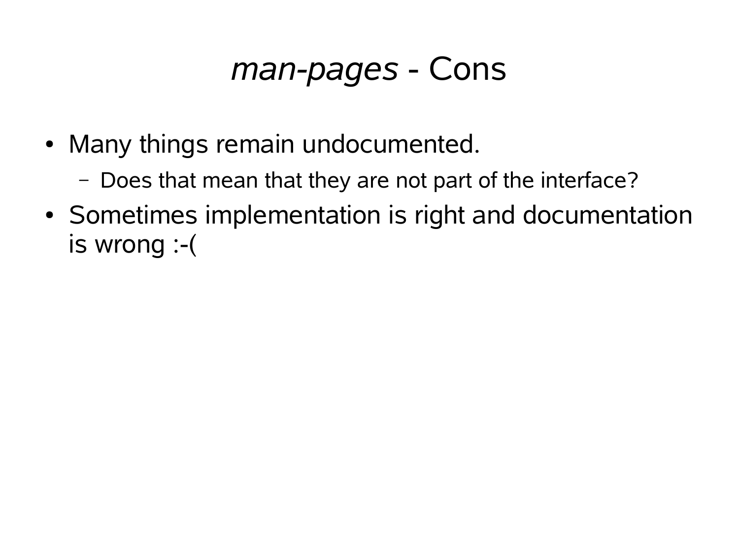# *man-pages* - Cons

- Many things remain undocumented.
  - Does that mean that they are not part of the interface?
- Sometimes implementation is right and documentation is wrong :-(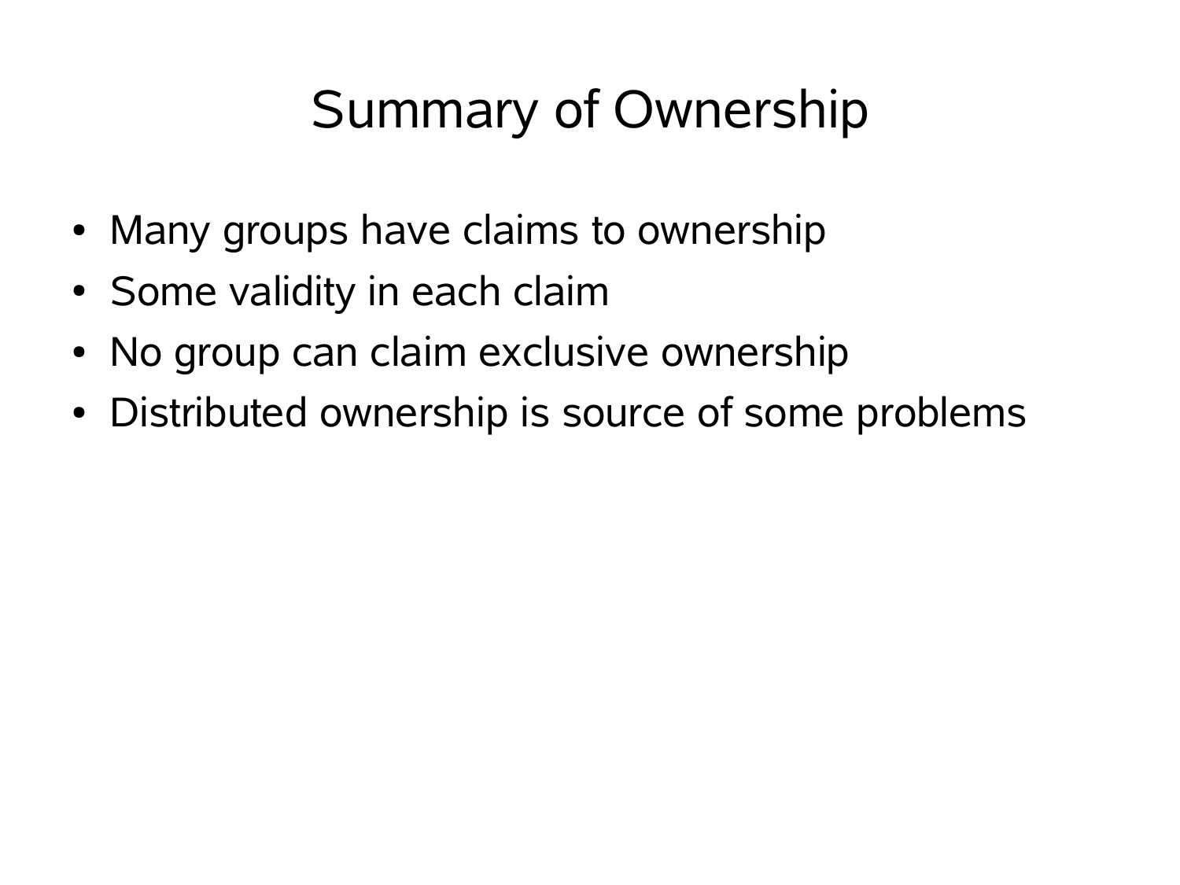# Summary of Ownership

- Many groups have claims to ownership
- Some validity in each claim
- No group can claim exclusive ownership
- Distributed ownership is source of some problems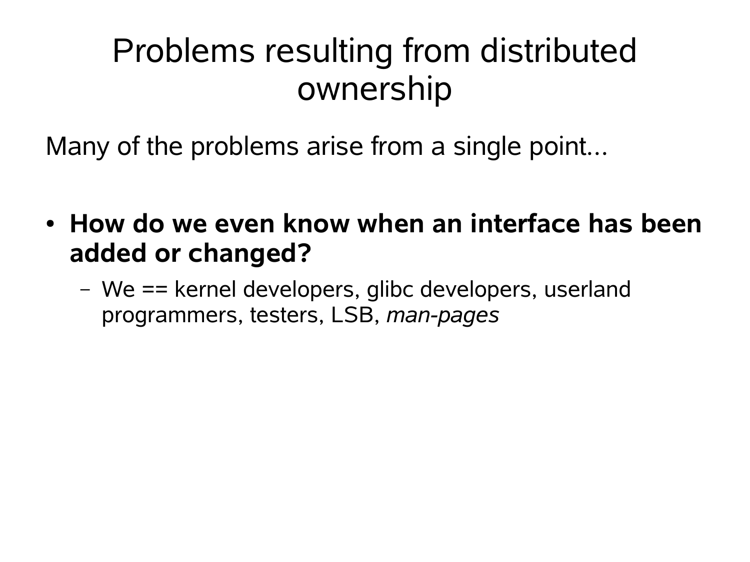# Problems resulting from distributed ownership

Many of the problems arise from a single point...

- **How do we even know when an interface has been added or changed?**
  - We == kernel developers, glibc developers, userland programmers, testers, LSB, *man-pages*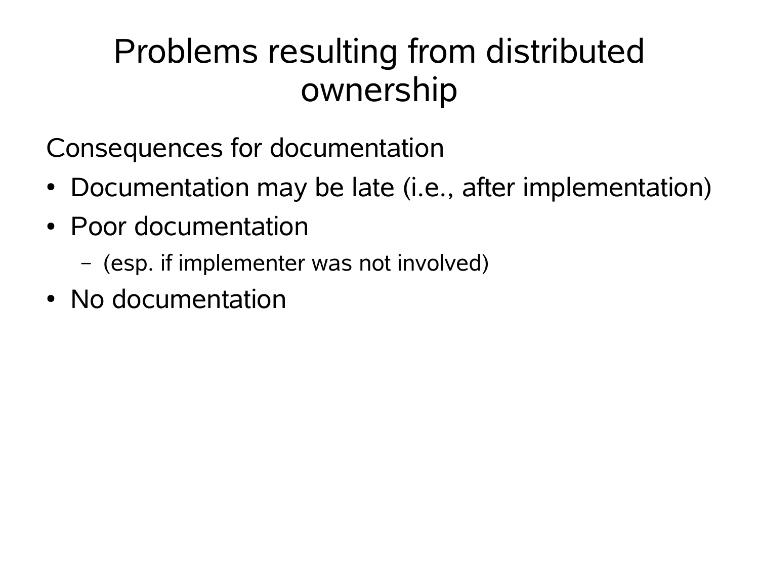# Problems resulting from distributed ownership

Consequences for documentation

- Documentation may be late (i.e., after implementation)
- Poor documentation
  - (esp. if implementer was not involved)
- No documentation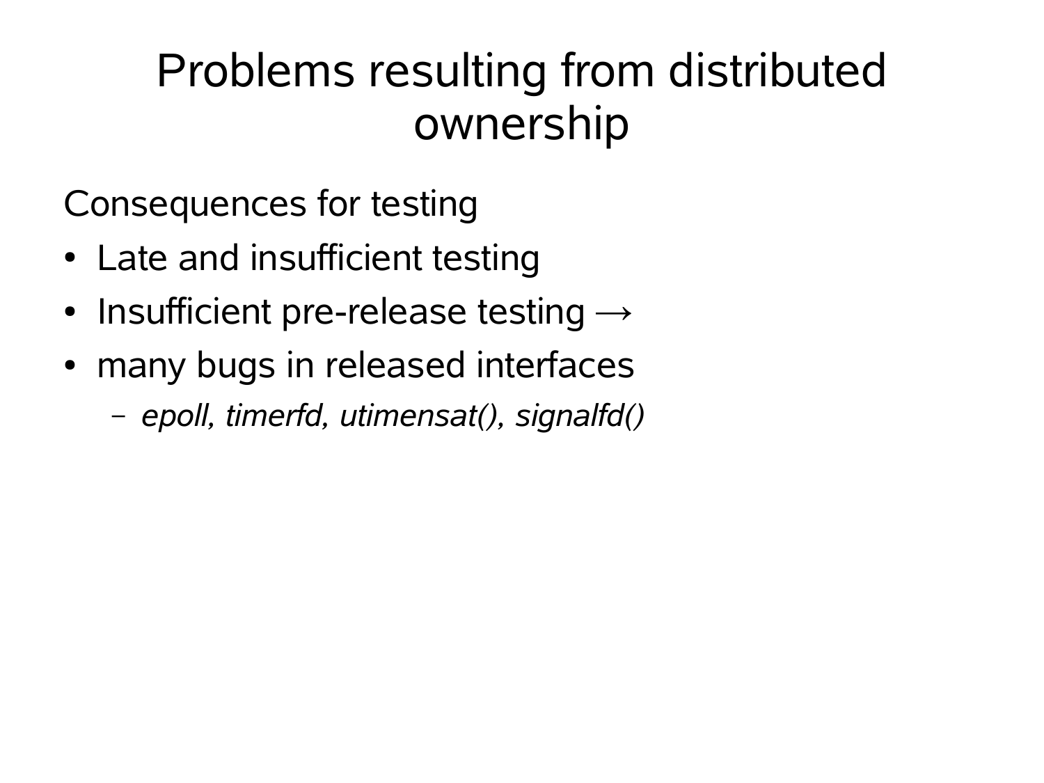# Problems resulting from distributed ownership

Consequences for testing

- Late and insufficient testing
- Insufficient pre-release testing →
- many bugs in released interfaces
  - *epoll, timerfd, utimensat(), signalfd()*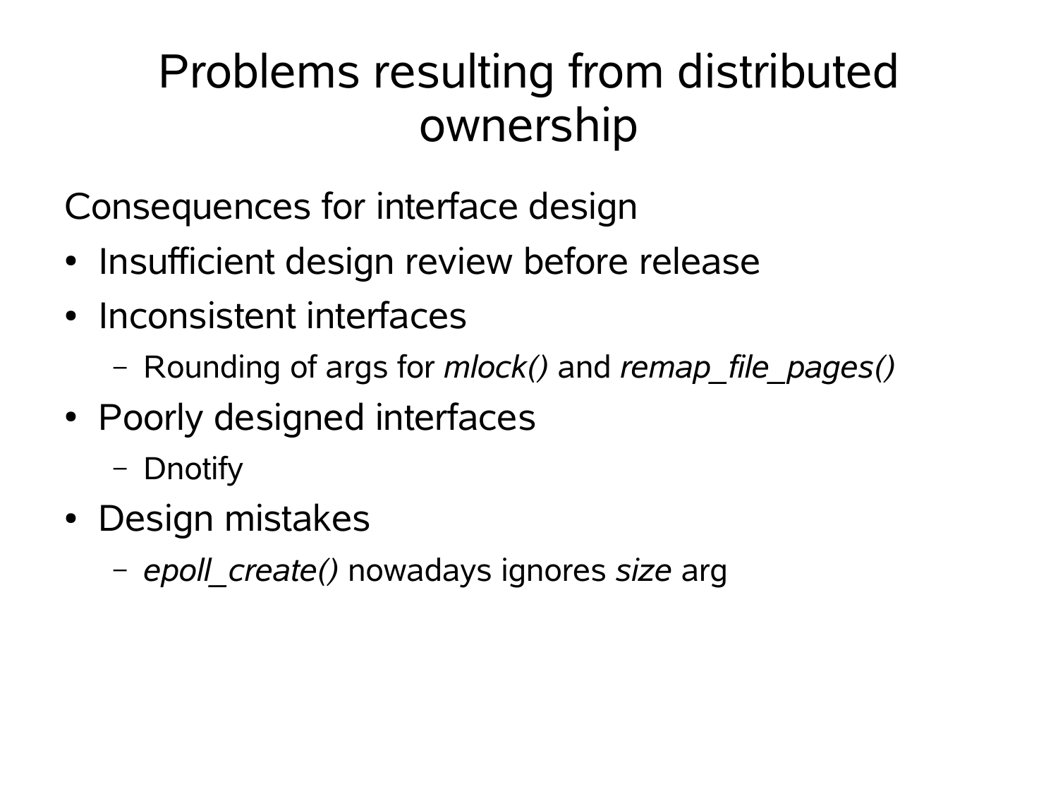# Problems resulting from distributed ownership

Consequences for interface design

- Insufficient design review before release
- Inconsistent interfaces
  - Rounding of args for *mlock()* and *remap_file_pages()*
- Poorly designed interfaces
  - Dnotify
- Design mistakes
  - *epoll_create()* nowadays ignores *size* arg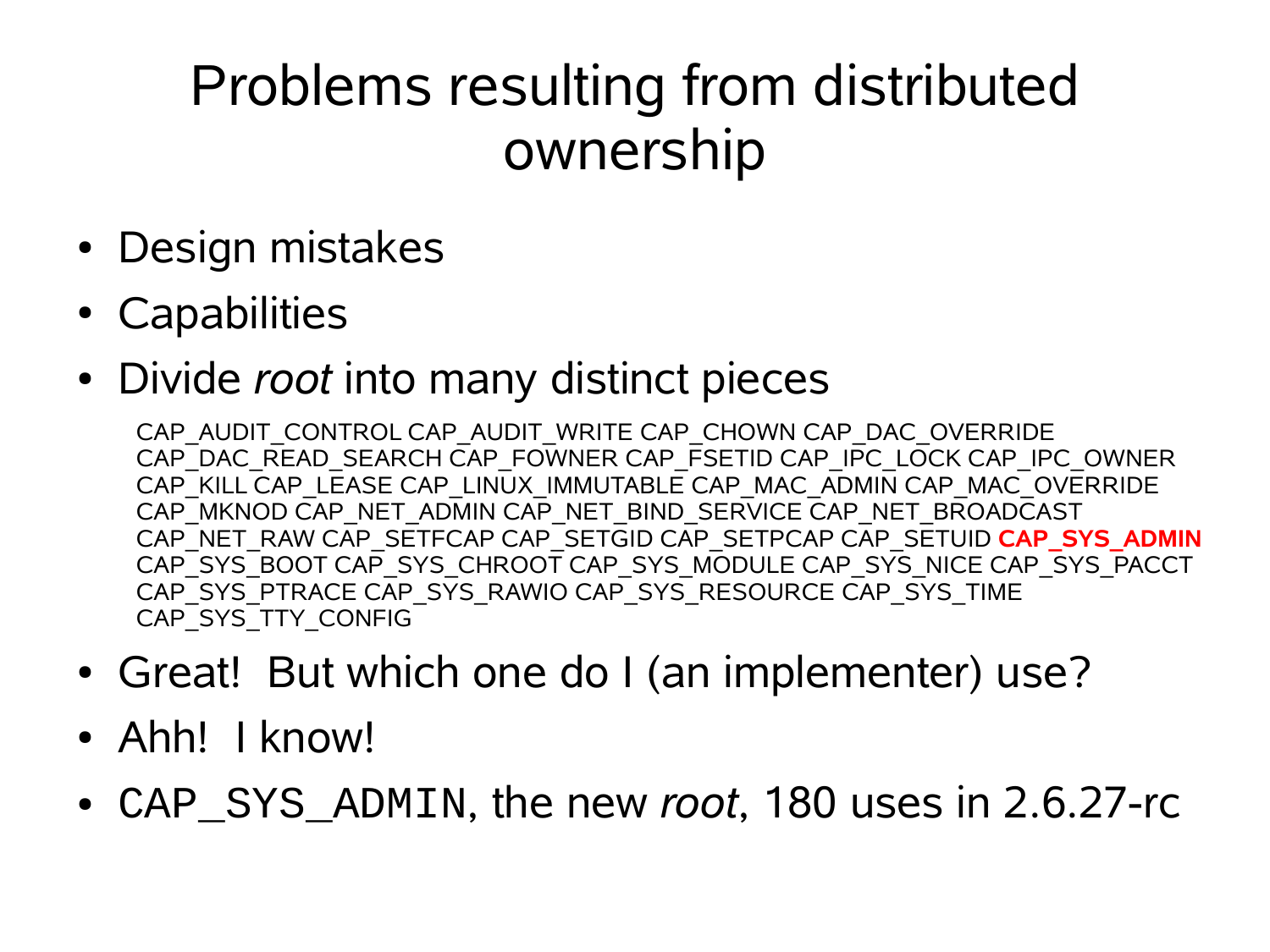# Problems resulting from distributed ownership

- Design mistakes
- Capabilities
- Divide *root* into many distinct pieces

  CAP_AUDIT_CONTROL CAP_AUDIT_WRITE CAP_CHOWN CAP_DAC_OVERRIDE CAP_DAC_READ_SEARCH CAP_FOWNER CAP_FSETID CAP_IPC_LOCK CAP_IPC_OWNER CAP_KILL CAP_LEASE CAP_LINUX_IMMUTABLE CAP_MAC_ADMIN CAP_MAC_OVERRIDE CAP_MKNOD CAP_NET_ADMIN CAP_NET_BIND_SERVICE CAP_NET_BROADCAST CAP_NET_RAW CAP_SETFCAP CAP_SETGID CAP_SETPCAP CAP_SETUID **CAP_SYS_ADMIN** CAP_SYS_BOOT CAP_SYS_CHROOT CAP_SYS_MODULE CAP_SYS_NICE CAP_SYS_PACCT CAP_SYS_PTRACE CAP_SYS_RAWIO CAP_SYS_RESOURCE CAP_SYS_TIME CAP_SYS_TTY_CONFIG

- Great! But which one do I (an implementer) use?
- Ahh! I know!
- `CAP_SYS_ADMIN`, the new *root*, 180 uses in 2.6.27-rc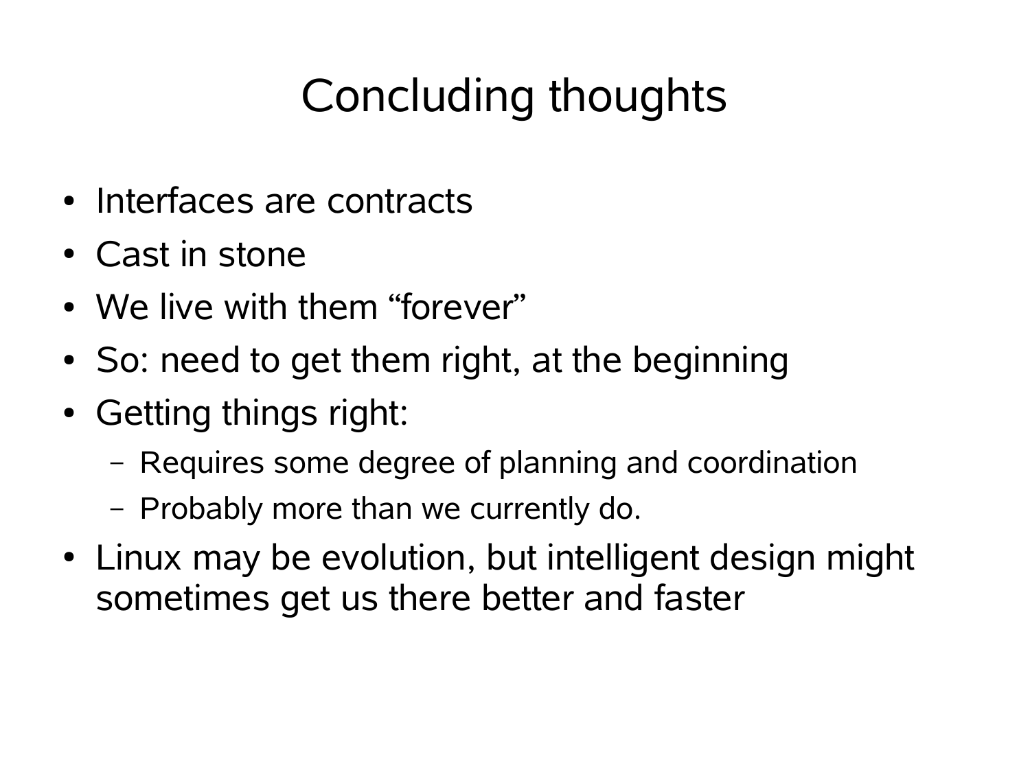# Concluding thoughts

- Interfaces are contracts
- Cast in stone
- We live with them "forever"
- So: need to get them right, at the beginning
- Getting things right:
  - Requires some degree of planning and coordination
  - Probably more than we currently do.
- Linux may be evolution, but intelligent design might sometimes get us there better and faster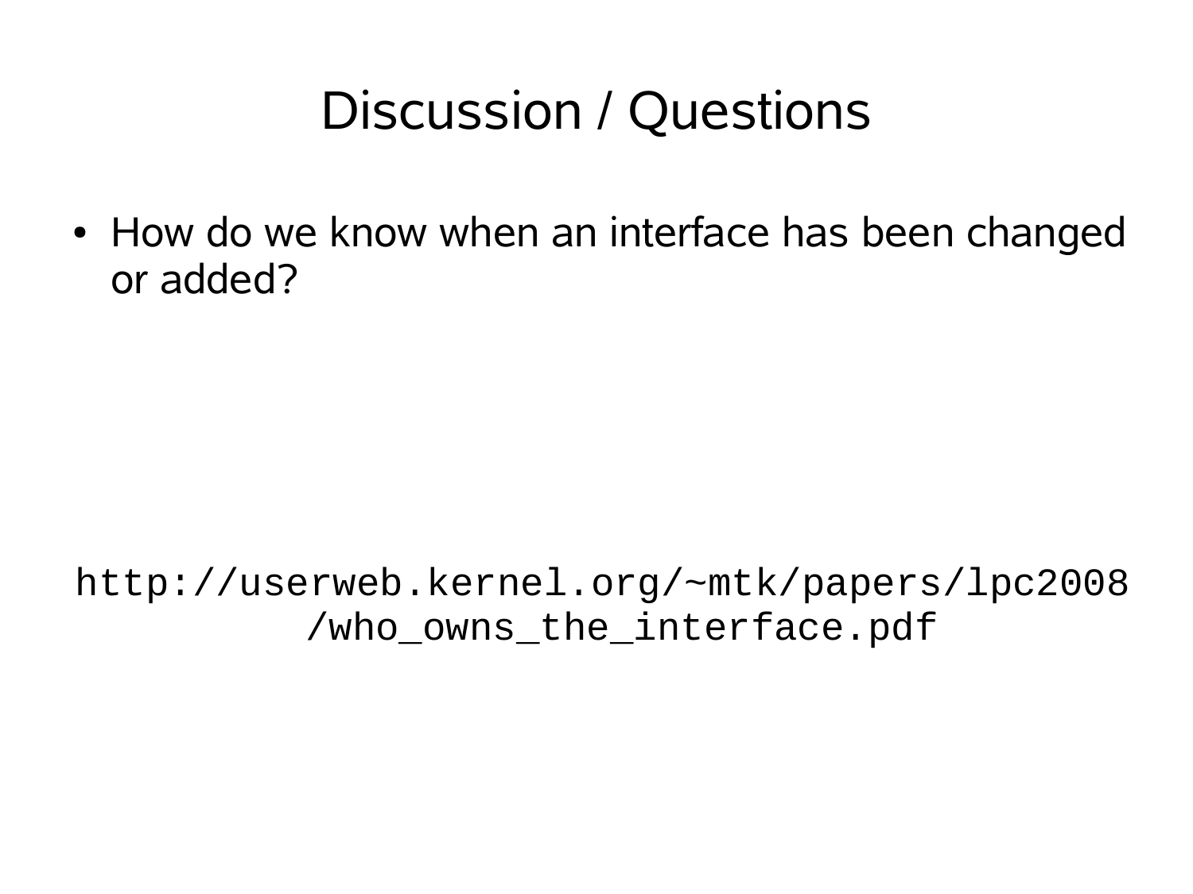# Discussion / Questions

- How do we know when an interface has been changed or added?

http://userweb.kernel.org/~mtk/papers/lpc2008/who_owns_the_interface.pdf